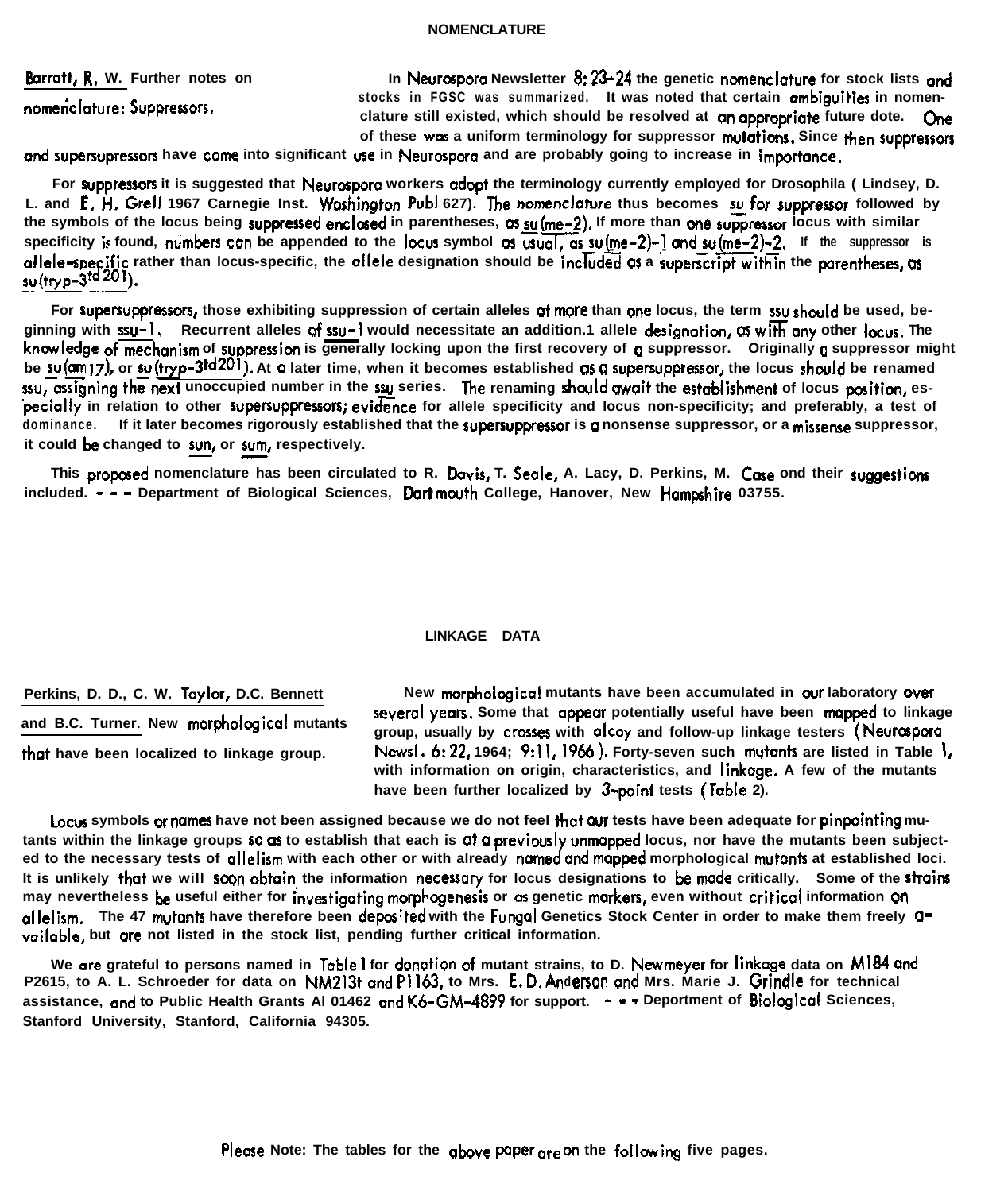## NOMENCLATURE

**Barratt, R. W. Further notes on nomenclature: Suppressors.**

In Neurospora Newsletter 8: 23-24 the genetic nomenclature for stock lists and stocks in FGSC was summarized. It was noted that certain ambiguities in nomenclature still existed, which should be resolved at an appropriate future date. One of these was a uniform terminology for suppressor mutations. Since then suppressors and supersupressors have come into significant use in Neurospora and are probably going to increase in importance.

For suppressors it is suggested that Neurospora workers adopt the terminology currently employed for Drosophila ( Lindsey, D. L. and E. H. Grell 1967 Carnegie Inst. Washington Publ 627). The nomenclature thus becomes su for suppressor followed by the symbols of the locus being suppressed enclosed in parentheses, as su(me-2). If more than one suppressor locus with similar specificity is found, numbers can be appended to the locus symbol as usual, as su(me-2)-1 and su(me-2)-2. If the suppressor is allele-specific rather than locus-specific, the allele designation should be included as a superscript within the parentheses, as su(tryp-3[td201]).

For supersuppressors, those exhibiting suppression of certain alleles at more than one locus, the term ssu should be used, beginning with ssu-1. Recurrent alleles of ssu-1 would necessitate an addition.1 allele designation, as with any other locus. The knowledge of mechanism of suppression is generally locking upon the first recovery of a suppressor. Originally a suppressor might be su(am17), or su(tryp-3td201). At a later time, when it becomes established as a supersuppressor, the locus should be renamed ssu, assigning the next unoccupied number in the ssu series. The renaming should await the establishment of locus position, especially in relation to other supersuppressors; evidence for allele specificity and locus non-specificity; and preferably, a test of dominance. If it later becomes rigorously established that the supersuppressor is a nonsense suppressor, or a missense suppressor, it could be changed to sun, or sum, respectively.

This proposed nomenclature has been circulated to R. Davis, T. Seale, A. Lacy, D. Perkins, M. Case and their suggestions included. - - - Department of Biological Sciences, Dartmouth College, Hanover, New Hampshire 03755.

## LINKAGE DATA

**Perkins, D. D., C. W. Taylor, D.C. Bennett and B.C. Turner. New morphological mutants that have been localized to linkage group.**

New morphological mutants have been accumulated in our laboratory over several years. Some that appear potentially useful have been mapped to linkage group, usually by crosses with alcoy and follow-up linkage testers (Neurospora Newsl. 6: 22, 1964; 9:11, 1966). Forty-seven such mutants are listed in Table 1, with information on origin, characteristics, and linkage. A few of the mutants have been further localized by 3-point tests (Table 2).

Locus symbols or names have not been assigned because we do not feel that our tests have been adequate for pinpointing mutants within the linkage groups so as to establish that each is at a previously unmapped locus, nor have the mutants been subjected to the necessary tests of allelism with each other or with already named and mapped morphological mutants at established loci. It is unlikely that we will soon obtain the information necessary for locus designations to be made critically. Some of the strains may nevertheless be useful either for investigating morphogenesis or as genetic markers, even without critical information on allelism. The 47 mutants have therefore been deposited with the Fungal Genetics Stock Center in order to make them freely available, but are not listed in the stock list, pending further critical information.

We are grateful to persons named in Table 1 for donation of mutant strains, to D. Newmeyer for linkage data on M184 and P2615, to A. L. Schroeder for data on NM213t and P1163, to Mrs. E. D. Anderson and Mrs. Marie J. Grindle for technical assistance, and to Public Health Grants AI 01462 and K6-GM-4899 for support. - - - Department of Biological Sciences, Stanford University, Stanford, California 94305.

Please Note: The tables for the above paper are on the following five pages.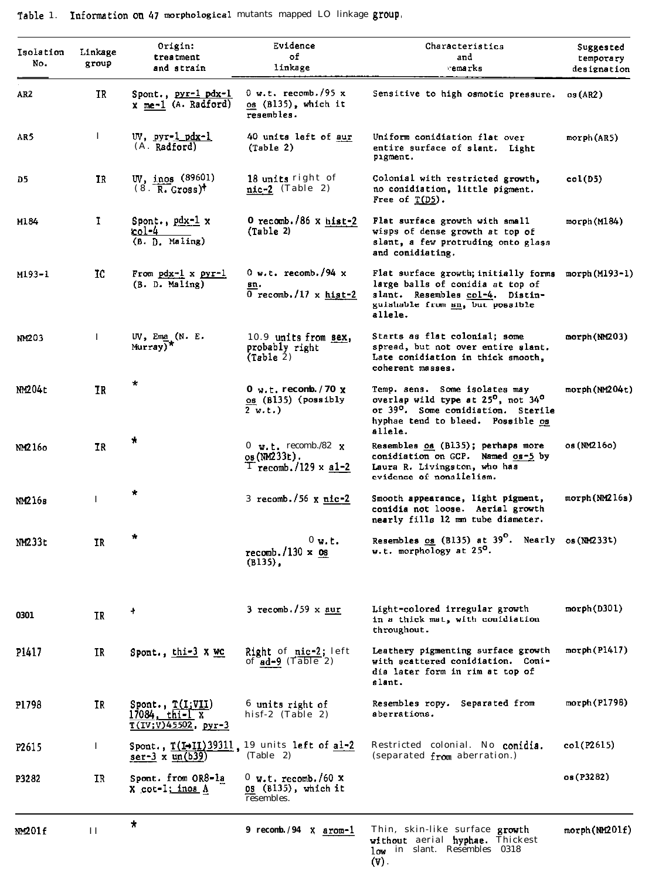Table 1. Information on 47 morphological mutants mapped LO linkage group.

| Isolation No. | Linkage group | Origin: treatment and strain | Evidence of linkage | Characteristics and remarks | Suggested temporary designation |
|---|---|---|---|---|---|
| AR2 | IR | Spont., pyr-1 pdx-1 x me-1 (A. Radford) | 0 w.t. recomb./95 x os (B135), which it resembles. | Sensitive to high osmotic pressure. | os(AR2) |
| AR5 | I | UV, pyr-1 pdx-1 (A. Radford) | 40 units left of aur (Table 2) | Uniform conidiation flat over entire surface of slant. Light pigment. | morph(AR5) |
| D5 | IR | UV, inos (89601) (8. R. Gross)† | 18 units right of nic-2 (Table 2) | Colonial with restricted growth, no conidiation, little pigment. Free of T(D5). | col(D5) |
| M184 | I | Spont., pdx-1 x col-4 (B. D. Maling) | 0 recomb./86 x hist-2 (Table 2) | Flat surface growth with small wisps of dense growth at top of slant, a few protruding onto glass and conidiating. | morph(M184) |
| M193-1 | IC | From pdx-1 x pyr-1 (B. D. Maling) | 0 w.t. recomb./94 x sn. 0 recomb./17 x hist-2 | Flat surface growth; initially forms large balls of conidia at top of slant. Resembles col-4. Distinguishable from sn, but possible allele. | morph(M193-1) |
| NM203 | I | UV, Ema (N. E. Murray)* | 10.9 units from sex, probably right (Table 2) | Starts as flat colonial; some spread, but not over entire slant. Late conidiation in thick smooth, coherent masses. | morph(NM203) |
| NM204t | IR | * | 0 w.t. recomb./70 x os (B135) (possibly 2 w.t.) | Temp. sens. Some isolates may overlap wild type at 25°, not 34° or 39°. Some conidiation. Sterile hyphae tend to bleed. Possible os allele. | morph(NM204t) |
| NM216o | IR | * | 0 w.t. recomb./82 x os(NM233t). 1 recomb./129 x al-2 | Resembles os (B135); perhaps more conidiation on GCP. Named os-5 by Laura R. Livingston, who has evidence of nonallelism. | os(NM216o) |
| NM216s | I | * | 3 recomb./56 x nic-2 | Smooth appearance, light pigment, conidia not loose. Aerial growth nearly fills 12 mm tube diameter. | morph(NM216s) |
| NM233t | IR | * | 0 w.t. recomb./130 x os (B135), | Resembles os (B135) at 39°. Nearly w.t. morphology at 25°. | os(NM233t) |
| 0301 | IR | † | 3 recomb./59 x aur | Light-colored irregular growth in a thick mat, with conidiation throughout. | morph(D301) |
| P1417 | IR | Spont., thi-3 x wc | Right of nic-2; left of ad-9 (Table 2) | Leathery pigmenting surface growth with scattered conidiation. Conidia later form in rim at top of slant. | morph(P1417) |
| P1798 | IR | Spont., T(I;VII) 17084, thi-1 x T(IV;V)45502, pyr-3 | 6 units right of hisf-2 (Table 2) | Resembles ropy. Separated from aberrations. | morph(P1798) |
| P2615 | I | Spont., T(I→II)39311, ser-3 x un(b39) | 19 units left of al-2 (Table 2) | Restricted colonial. No conidia. (separated from aberration.) | col(P2615) |
| P3282 | IR | Spont. from OR8-1a X cot-1; inos A | 0 w.t. recomb./60 x os (B135), which it resembles. | | os(P3282) |
| NM201f | II | * | 9 recomb./94 X arom-1 | Thin, skin-like surface growth without aerial hyphae. Thickest low in slant. Resembles 0318 (V). | morph(NM201f) |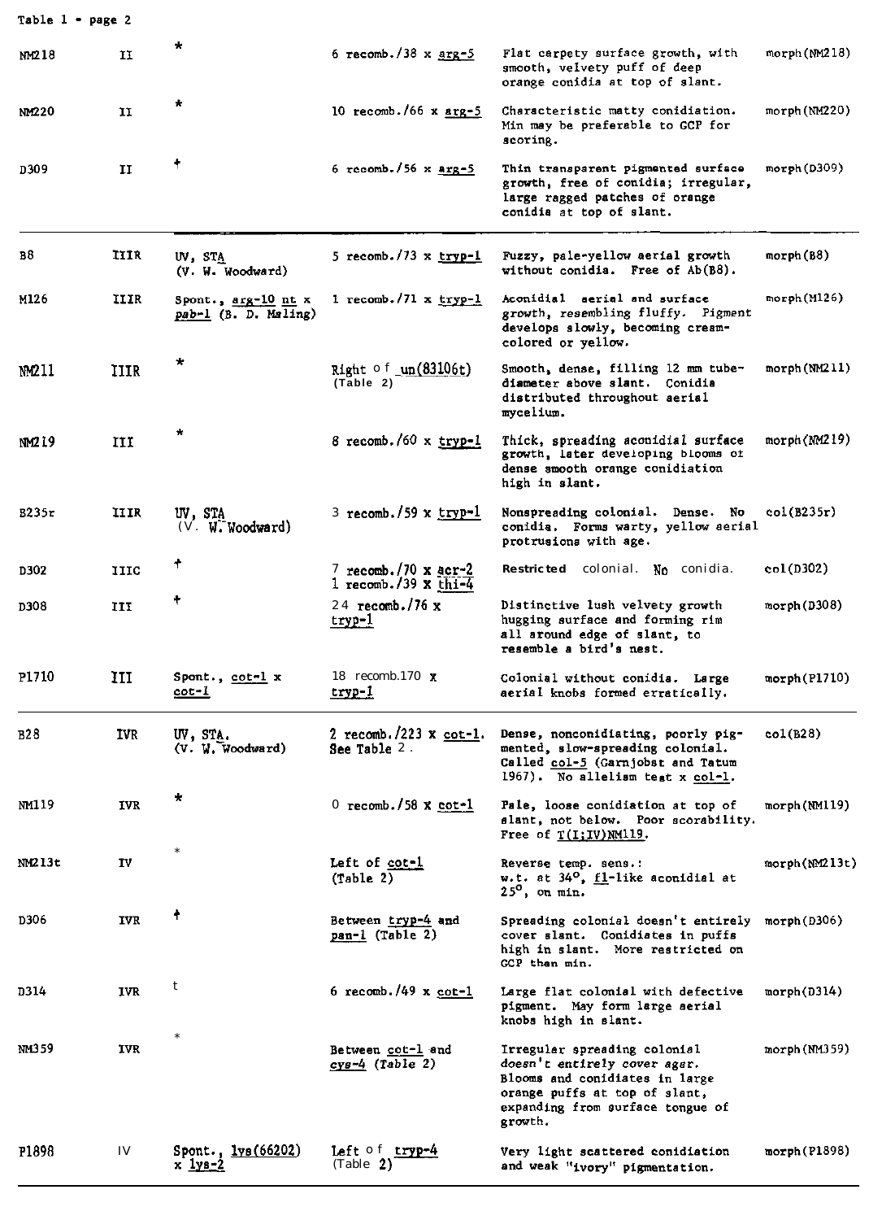Table 1 • page 2

| | | | | | |
|---|---|---|---|---|---|
| NM218 | II | * | 6 recomb./38 x arg-5 | Flat carpety surface growth, with smooth, velvety puff of deep orange conidia at top of slant. | morph(NM218) |
| NM220 | II | * | 10 recomb./66 x arg-5 | Characteristic matty conidiation. Min may be preferable to GCP for scoring. | morph(NM220) |
| D309 | II | † | 6 recomb./56 x arg-5 | Thin transparent pigmented surface growth, free of conidia; irregular, large ragged patches of orange conidia at top of slant. | morph(D309) |
| B8 | IIIR | UV, STA (V. W. Woodward) | 5 recomb./73 x tryp-1 | Fuzzy, pale-yellow aerial growth without conidia. Free of Ab(B8). | morph(B8) |
| M126 | IIIR | Spont., arg-10 nt x pab-1 (B. D. Maling) | 1 recomb./71 x tryp-1 | Aconidial aerial and surface growth, resembling fluffy. Pigment develops slowly, becoming cream-colored or yellow. | morph(M126) |
| NM211 | IIIR | * | Right of un(83106t) (Table 2) | Smooth, dense, filling 12 mm tube-diameter above slant. Conidia distributed throughout aerial mycelium. | morph(NM211) |
| NM219 | III | * | 8 recomb./60 x tryp-1 | Thick, spreading aconidial surface growth, later developing blooms of dense smooth orange conidiation high in slant. | morph(NM219) |
| B235r | IIIR | UV, STA (V. W. Woodward) | 3 recomb./59 x tryp-1 | Nonspreading colonial. Dense. No conidia. Forms warty, yellow aerial protrusions with age. | col(B235r) |
| D302 | IIIC | † | 7 recomb./70 x acr-2<br>1 recomb./39 x thi-4 | Restricted colonial. No conidia. | col(D302) |
| D308 | III | † | 24 recomb./76 x tryp-1 | Distinctive lush velvety growth hugging surface and forming rim all around edge of slant, to resemble a bird's nest. | morph(D308) |
| P1710 | III | Spont., cot-1 x cot-1 | 18 recomb.170 x tryp-1 | Colonial without conidia. Large aerial knobs formed erratically. | morph(P1710) |
| B28 | IVR | UV, STA. (V. W. Woodward) | 2 recomb./223 x cot-1. See Table 2. | Dense, nonconidiating, poorly pigmented, slow-spreading colonial. Called col-5 (Garnjobst and Tatum 1967). No allelism test x col-1. | col(B28) |
| NM119 | IVR | * | 0 recomb./58 x cot-1 | Pale, loose conidiation at top of slant, not below. Poor scorability. Free of T(I;IV)NM119. | morph(NM119) |
| NM213t | IV | * | Left of cot-1 (Table 2) | Reverse temp. sens.: w.t. at 34°, fl-like aconidial at 25°, on min. | morph(NM213t) |
| D306 | IVR | † | Between tryp-4 and pan-1 (Table 2) | Spreading colonial doesn't entirely cover slant. Conidiates in puffs high in slant. More restricted on GCP than min. | morph(D306) |
| D314 | IVR | † | 6 recomb./49 x cot-1 | Large flat colonial with defective pigment. May form large aerial knobs high in slant. | morph(D314) |
| NM359 | IVR | * | Between cot-1 and cys-4 (Table 2) | Irregular spreading colonial doesn't entirely cover agar. Blooms and conidiates in large orange puffs at top of slant, expanding from surface tongue of growth. | morph(NM359) |
| P1898 | IV | Spont., lys(66202) x lys-2 | Left of tryp-4 (Table 2) | Very light scattered conidiation and weak "ivory" pigmentation. | morph(P1898) |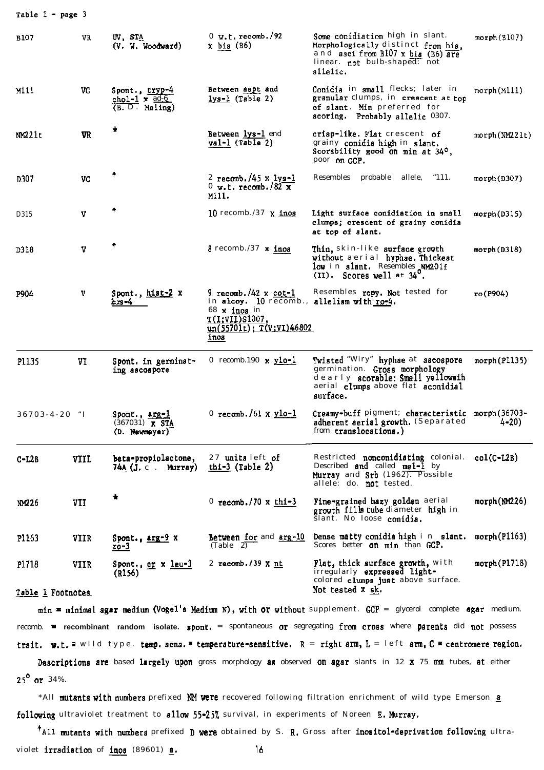Table 1 - page 3

| | | | | | |
|---|---|---|---|---|---|
| B107 | VR | UV, STA (V. W. Woodward) | 0 w.t. recomb./92 x bis (B6) | Some conidiation high in slant. Morphologically distinct from bis, and asci from B107 x bis (B6) are linear. not bulb-shaped: not allelic. | morph(B107) |
| M111 | VC | Spont., tryp-4 chol-1 x ad-6 (B. D. Maling) | Between aspt and lys-1 (Table 2) | Conidia in small flecks; later in granular clumps, in crescent at top of slant. Min preferred for scoring. Probably allelic 0307. | morph(M111) |
| NM221t | VR | * | Between lys-1 and val-1 (Table 2) | crisp-like. Flat crescent of grainy conidia high in slant. Scorability good on min at 34°, poor on GCP. | morph(NM221t) |
| D307 | VC | † | 2 recomb./45 x lys-1 0 w.t. recomb./82 x M111. | Resembles probable allele, "111. | morph(D307) |
| D315 | V | † | 10 recomb./37 x inos | Light surface conidiation in small clumps; crescent of grainy conidia at top of slant. | morph(D315) |
| D318 | V | † | 8 recomb./37 x inos | Thin, skin-like surface growth without aerial hyphae. Thickest low in slant. Resembles NM201f (II). Scores well at 34°. | morph(D318) |
| P904 | V | Spont., hist-2 x cys-4 | 9 recomb./42 x cot-1 in alcoy. 10 recomb., 68 x inos in T(I;VII)S1007, un(55701t); T(V;VI)46802 inos | Resembles ropy. Not tested for allelism with ro-4. | ro(P904) |
| P1135 | VI | Spont. in germinating ascospore | 0 recomb.190 x ylo-1 | Twisted "Wiry" hyphae at ascospore germination. Gross morphology clearly scorable: Small yellowish aerial clumps above flat aconidial surface. | morph(P1135) |
| 36703-4-20 | VI | Spont., arg-1 (367031) x STA (D. Newmeyer) | 0 recomb./61 x ylo-1 | Creamy-buff pigment; characteristic adherent aerial growth. (Separated from translocations.) | morph(36703-4-20) |
| C-L2B | VIIL | beta-propiolactone, 74A (J. C. Murray) | 27 units left of thi-3 (Table 2) | Restricted nonconidiating colonial. Described and called mel-1 by Murray and Srb (1962). Possible allele: do. not tested. | col(C-L2B) |
| NM226 | VII | * | 0 recomb./70 x thi-3 | Fine-grained hazy golden aerial growth fills tube diameter high in slant. No loose conidia. | morph(NM226) |
| P1163 | VIIR | Spont., arg-9 x ro-3 | Between for and arg-10 (Table 2) | Dense matty conidia high in slant. Scores better on min than GCP. | morph(P1163) |
| P1718 | VIIR | Spont., cr x leu-3 (R156) | 2 recomb./39 x nt | Flat, thick surface growth, with irregularly expressed light-colored clumps just above surface. Not tested x sk. | morph(P1718) |

Table 1 Footnotes

min = minimal agar medium (Vogel's Medium N), with or without supplement. GCP = glycerol complete agar medium. recomb. = recombinant random isolate. spont. = spontaneous or segregating from cross where parents did not possess trait. w.t. = wild type. temp. sens. = temperature-sensitive. R = right arm, L = left arm, C = centromere region.

Descriptions are based largely upon gross morphology as observed on agar slants in 12 x 75 mm tubes, at either 25° or 34%.

*All mutants with numbers prefixed NM were recovered following filtration enrichment of wild type Emerson a following ultraviolet treatment to allow 55-25% survival, in experiments of Noreen E. Murray.

†All mutants with numbers prefixed D were obtained by S. R. Gross after inositol-deprivation following ultraviolet irradiation of inos (89601) a.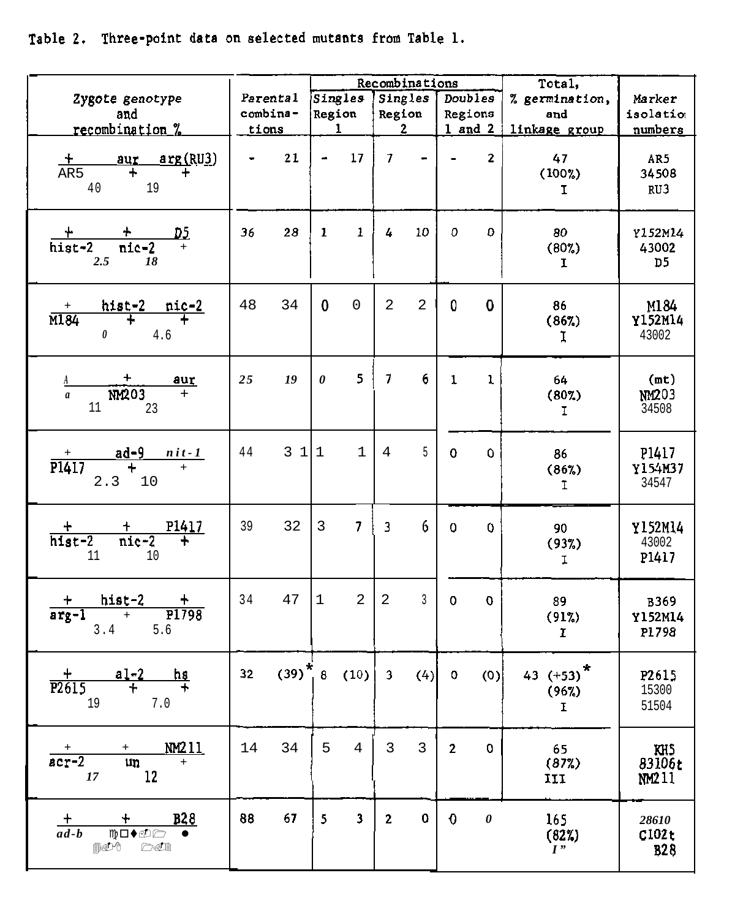Table 2. Three-point data on selected mutants from Table 1.

| Zygote genotype and recombination % | Parental combinations | | Recombinations: Singles Region 1 | | Singles Region 2 | | Doubles Regions 1 and 2 | | Total, % germination, and linkage group | Marker isolation numbers |
|---|---|---|---|---|---|---|---|---|---|---|
| + aur arg(RU3) / AR5 + + ; 40, 19 | - | 21 | - | 17 | 7 | - | - | 2 | 47 (100%) I | AR5 34508 RU3 |
| + + D5 / hist-2 nic-2 + ; 2.5, 18 | 36 | 28 | 1 | 1 | 4 | 10 | 0 | 0 | 80 (80%) I | Y152M14 43002 D5 |
| + hist-2 nic-2 / M184 + + ; 0, 4.6 | 48 | 34 | 0 | 0 | 2 | 2 | 0 | 0 | 86 (86%) I | M184 Y152M14 43002 |
| A + aur / a NM203 + ; 11, 23 | 25 | 19 | 0 | 5 | 7 | 6 | 1 | 1 | 64 (80%) I | (mt) NM203 34508 |
| + ad-9 nit-1 / P1417 + + ; 2.3, 10 | 44 | 31 | 1 | 1 | 4 | 5 | 0 | 0 | 86 (86%) I | P1417 Y154M37 34547 |
| + + P1417 / hist-2 nic-2 + ; 11, 10 | 39 | 32 | 3 | 7 | 3 | 6 | 0 | 0 | 90 (93%) I | Y152M14 43002 P1417 |
| + hist-2 + / arg-1 + P1798 ; 3.4, 5.6 | 34 | 47 | 1 | 2 | 2 | 3 | 0 | 0 | 89 (91%) I | B369 Y152M14 P1798 |
| + al-2 hs / P2615 + + ; 19, 7.0 | 32 | (39)* | 8 | (10) | 3 | (4) | 0 | (0) | 43 (+53)* (96%) I | P2615 15300 51504 |
| + + NM211 / acr-2 un + ; 17, 12 | 14 | 34 | 5 | 4 | 3 | 3 | 2 | 0 | 65 (87%) III | KH5 83106t NM211 |
| + + B28 / ad-b ... | 88 | 67 | 5 | 3 | 2 | 0 | 0 | 0 | 165 (82%) I" | 28610 C102t B28 |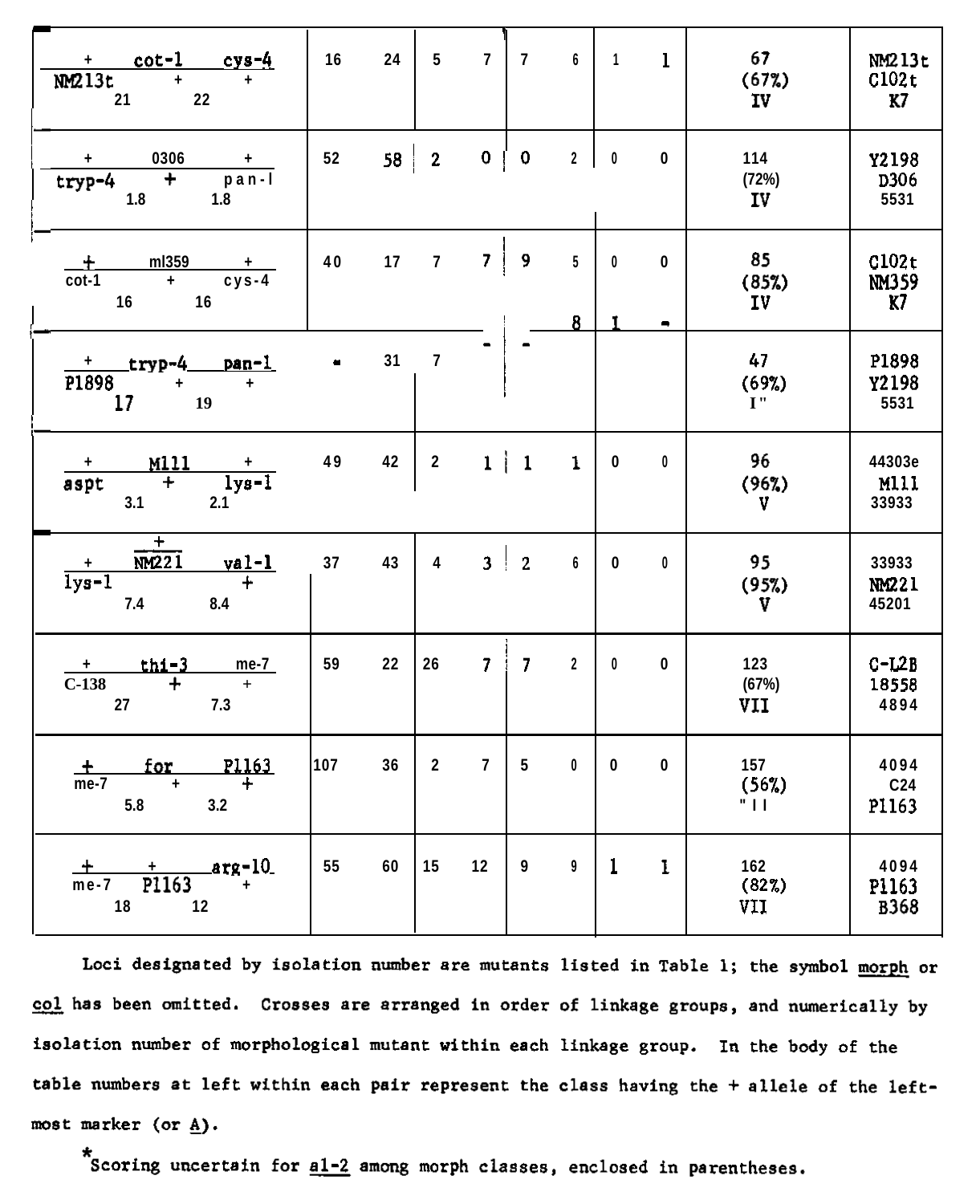| | | | | | | | | | | |
|---|---|---|---|---|---|---|---|---|---|---|
| + cot-1 cys-4 / NM213t + + / 21 22 | 16 | 24 | 5 | 7 | 7 | 6 | 1 | 1 | 67 (67%) IV | NM213t C102t K7 |
| + 0306 + / tryp-4 + pan-l / 1.8 1.8 | 52 | 58 | 2 | 0 | 0 | 2 | 0 | 0 | 114 (72%) IV | Y2198 D306 5531 |
| + ml359 + / cot-1 + cys-4 / 16 16 | 40 | 17 | 7 | 7 | 9 | 5 | 0 | 0 | 85 (85%) IV | C102t NM359 K7 |
| + tryp-4 pan-1 / P1898 + + / 17 19 | - | 31 | 7 | - | - | 8 | I | - | 47 (69%) I" | P1898 Y2198 5531 |
| + M111 + / aspt + lys-1 / 3.1 2.1 | 49 | 42 | 2 | 1 | 1 | 1 | 0 | 0 | 96 (96%) V | 44303e M111 33933 |
| + NM221 val-1 / lys-1 + / 7.4 8.4 | 37 | 43 | 4 | 3 | 2 | 6 | 0 | 0 | 95 (95%) V | 33933 NM221 45201 |
| + thi-3 me-7 / C-138 + + / 27 7.3 | 59 | 22 | 26 | 7 | 7 | 2 | 0 | 0 | 123 (67%) VII | C-L2B 18558 4894 |
| + for P1163 / me-7 + + / 5.8 3.2 | 107 | 36 | 2 | 7 | 5 | 0 | 0 | 0 | 157 (56%) "II | 4094 C24 P1163 |
| + + arg-10 / me-7 P1163 + / 18 12 | 55 | 60 | 15 | 12 | 9 | 9 | 1 | 1 | 162 (82%) VII | 4094 P1163 B368 |

Loci designated by isolation number are mutants listed in Table 1; the symbol morph or col has been omitted. Crosses are arranged in order of linkage groups, and numerically by isolation number of morphological mutant within each linkage group. In the body of the table numbers at left within each pair represent the class having the + allele of the left-most marker (or A).

*Scoring uncertain for al-2 among morph classes, enclosed in parentheses.